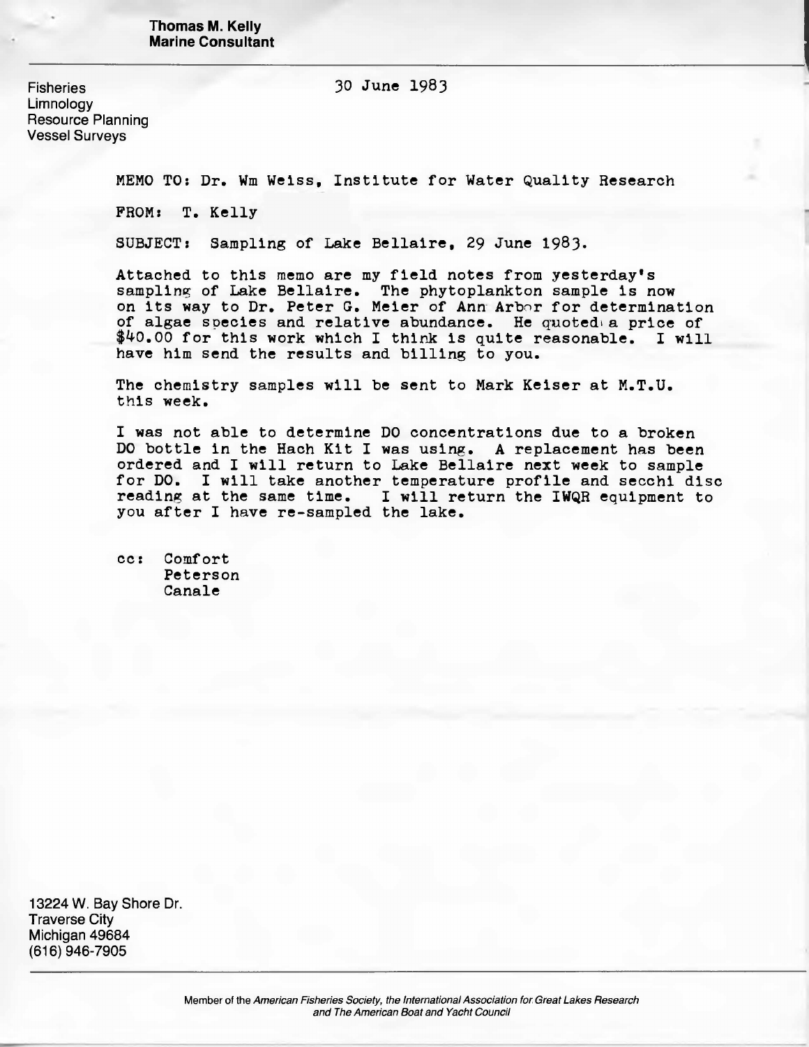**Thomas M. Kelly**
**Marine Consultant**

Fisheries
Limnology
Resource Planning
Vessel Surveys

30 June 1983

MEMO TO: Dr. Wm Weiss, Institute for Water Quality Research

FROM: T. Kelly

SUBJECT: Sampling of Lake Bellaire, 29 June 1983.

Attached to this memo are my field notes from yesterday's sampling of Lake Bellaire. The phytoplankton sample is now on its way to Dr. Peter G. Meier of Ann Arbor for determination of algae species and relative abundance. He quoted a price of $40.00 for this work which I think is quite reasonable. I will have him send the results and billing to you.

The chemistry samples will be sent to Mark Keiser at M.T.U. this week.

I was not able to determine DO concentrations due to a broken DO bottle in the Hach Kit I was using. A replacement has been ordered and I will return to Lake Bellaire next week to sample for DO. I will take another temperature profile and secchi disc reading at the same time. I will return the IWQR equipment to you after I have re-sampled the lake.

cc: Comfort
Peterson
Canale

13224 W. Bay Shore Dr.
Traverse City
Michigan 49684
(616) 946-7905

Member of the *American Fisheries Society, the International Association for Great Lakes Research and The American Boat and Yacht Council*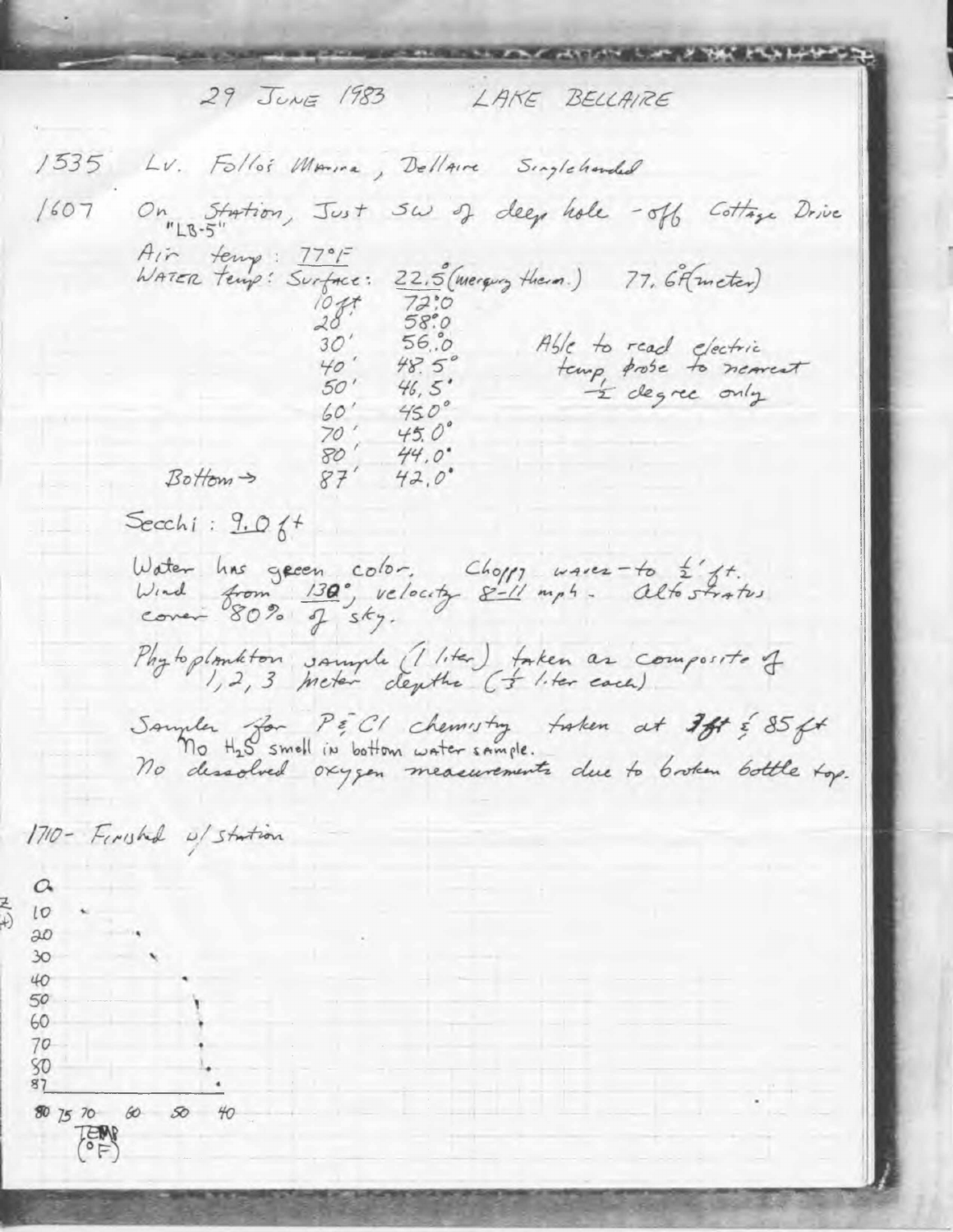29 JUNE 1983 LAKE BELLAIRE

1535 Lv. Follo's Marina, Bellaire Singlehanded

1607 On Station, Just SW of deep hole - off Cottage Drive "LB-5"

Air temp: 77°F

| | Depth | Temp |
|---|---|---|
| WATER temp: | Surface: | 22.5°(mercury therm.) 77.6°F(meter) |
| | 10 ft | 72.0 |
| | 20' | 58.0 |
| | 30' | 56.0 |
| | 40' | 48.5° |
| | 50' | 46.5° |
| | 60' | 45.0° |
| | 70' | 45.0° |
| | 80' | 44.0° |
| Bottom → | 87' | 42.0° |

Able to read electric temp probe to nearest ½ degree only

Secchi: 9.0 ft

Water has green color. Choppy waves - to ½' ft. Wind from 130°, velocity 8-11 mph. Altostratus cover 80% of sky.

Phytoplankton sample (1 liter) taken as composite of 1, 2, 3 meter depths (⅓ liter each)

Samples for P & Cl chemistry taken at 3 ft & 85 ft
No $H_2S$ smell in bottom water sample.
No dissolved oxygen measurements due to broken bottle top.

1710 - Finished w/ station

a

z (ft)

10
20
30
40
50
60
70
80
87

80 75 70 60 50 40

TEMP (°F)